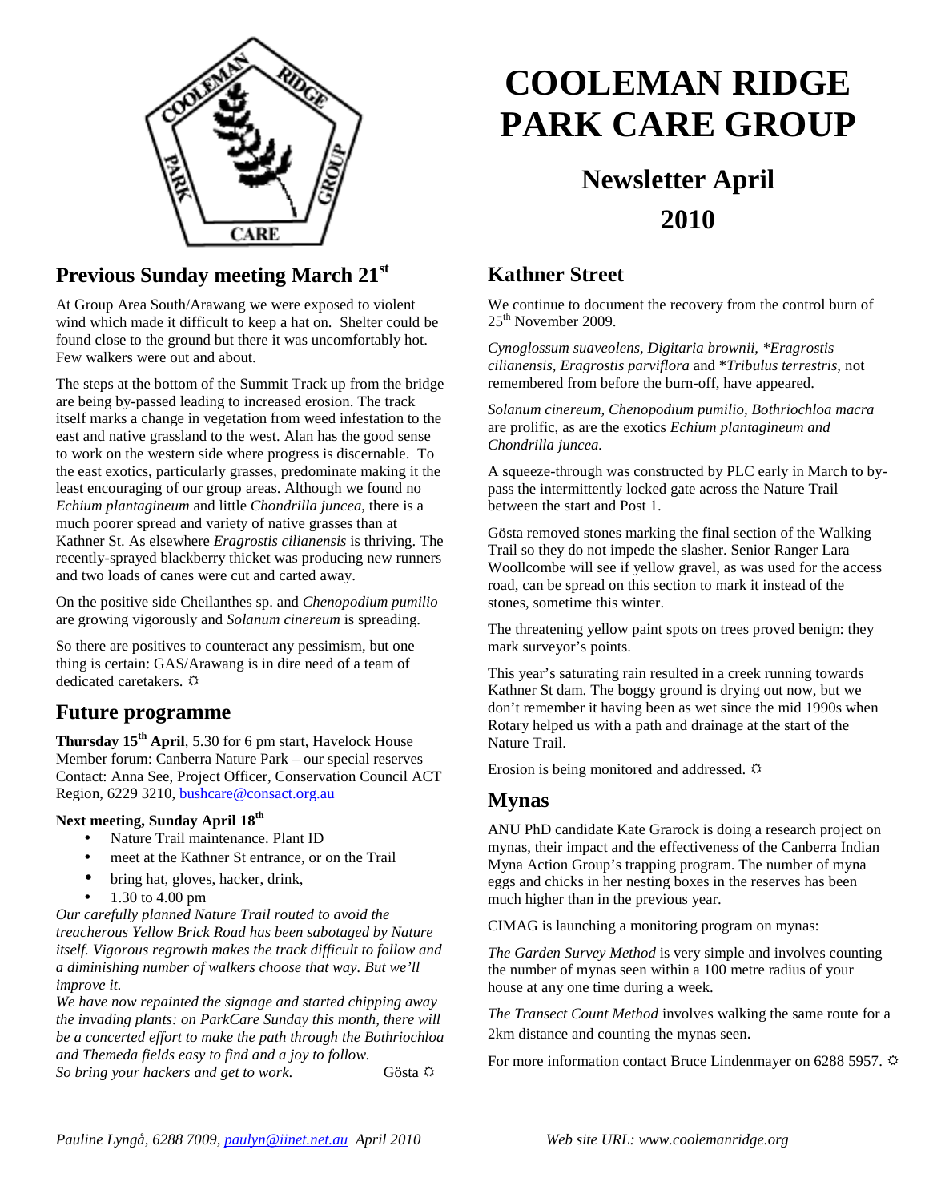# COOLEMAN RIDGE PARK CARE GROUP

## Newsletter April 2010

## Previous Sunday meeting March 21st

At Group Area South/Arawang we were exposed to violent wind which made it difficult to keep a hat on. Shelter could be found close to the ground but there it was uncomfortably hot. Few walkers were out and about.

The steps at the bottom of the Summit Track up from the bridge are being by-passed leading to increased erosion. The track itself marks a change in vegetation from weed infestation to the east and native grassland to the west. Alan has the good sense to work on the western side where progress is discernable. To the east exotics, particularly grasses, predominate making it the least encouraging of our group areas. Although we found no *Echium plantagineum* and little *Chondrilla juncea*, there is a much poorer spread and variety of native grasses than at Kathner St. As elsewhere *Eragrostis cilianensis* is thriving. The recently-sprayed blackberry thicket was producing new runners and two loads of canes were cut and carted away.

On the positive side Cheilanthes sp. and *Chenopodium pumilio* are growing vigorously and *Solanum cinereum* is spreading.

So there are positives to counteract any pessimism, but one thing is certain: GAS/Arawang is in dire need of a team of dedicated caretakers. ☼

## Future programme

**Thursday 15th April**, 5.30 for 6 pm start, Havelock House
Member forum: Canberra Nature Park – our special reserves
Contact: Anna See, Project Officer, Conservation Council ACT Region, 6229 3210, bushcare@consact.org.au

**Next meeting, Sunday April 18th**

- Nature Trail maintenance. Plant ID
- meet at the Kathner St entrance, or on the Trail
- bring hat, gloves, hacker, drink,
- 1.30 to 4.00 pm

*Our carefully planned Nature Trail routed to avoid the treacherous Yellow Brick Road has been sabotaged by Nature itself. Vigorous regrowth makes the track difficult to follow and a diminishing number of walkers choose that way. But we'll improve it.*

*We have now repainted the signage and started chipping away the invading plants: on ParkCare Sunday this month, there will be a concerted effort to make the path through the Bothriochloa and Themeda fields easy to find and a joy to follow.*

*So bring your hackers and get to work.* Gösta ☼

## Kathner Street

We continue to document the recovery from the control burn of 25th November 2009.

*Cynoglossum suaveolens, Digitaria brownii,* \**Eragrostis cilianensis, Eragrostis parviflora* and \**Tribulus terrestris*, not remembered from before the burn-off, have appeared.

*Solanum cinereum, Chenopodium pumilio, Bothriochloa macra* are prolific, as are the exotics *Echium plantagineum and Chondrilla juncea.*

A squeeze-through was constructed by PLC early in March to by-pass the intermittently locked gate across the Nature Trail between the start and Post 1.

Gösta removed stones marking the final section of the Walking Trail so they do not impede the slasher. Senior Ranger Lara Woollcombe will see if yellow gravel, as was used for the access road, can be spread on this section to mark it instead of the stones, sometime this winter.

The threatening yellow paint spots on trees proved benign: they mark surveyor's points.

This year's saturating rain resulted in a creek running towards Kathner St dam. The boggy ground is drying out now, but we don't remember it having been as wet since the mid 1990s when Rotary helped us with a path and drainage at the start of the Nature Trail.

Erosion is being monitored and addressed. ☼

## Mynas

ANU PhD candidate Kate Grarock is doing a research project on mynas, their impact and the effectiveness of the Canberra Indian Myna Action Group's trapping program. The number of myna eggs and chicks in her nesting boxes in the reserves has been much higher than in the previous year.

CIMAG is launching a monitoring program on mynas:

*The Garden Survey Method* is very simple and involves counting the number of mynas seen within a 100 metre radius of your house at any one time during a week.

*The Transect Count Method* involves walking the same route for a 2km distance and counting the mynas seen.

For more information contact Bruce Lindenmayer on 6288 5957. ☼

Pauline Lyngå, 6288 7009, paulyn@iinet.net.au *April 2010*

*Web site URL: www.coolemanridge.org*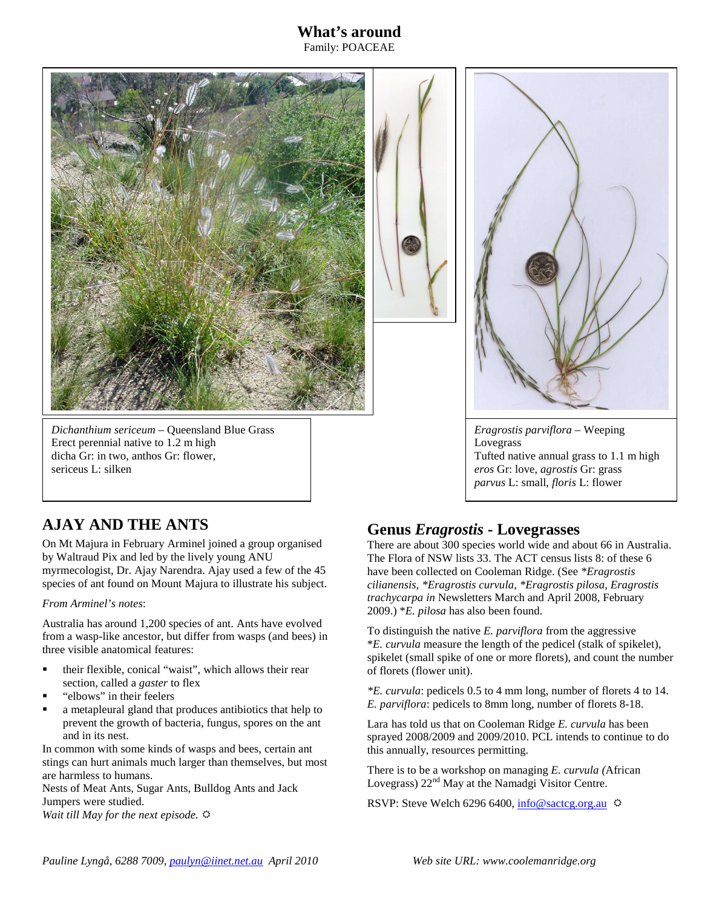# What's around

Family: POACEAE

*Dichanthium sericeum* – Queensland Blue Grass
Erect perennial native to 1.2 m high
dicha Gr: in two, anthos Gr: flower,
sericeus L: silken

*Eragrostis parviflora* – Weeping Lovegrass
Tufted native annual grass to 1.1 m high
*eros* Gr: love, *agrostis* Gr: grass
*parvus* L: small, *floris* L: flower

## AJAY AND THE ANTS

On Mt Majura in February Arminel joined a group organised by Waltraud Pix and led by the lively young ANU myrmecologist, Dr. Ajay Narendra. Ajay used a few of the 45 species of ant found on Mount Majura to illustrate his subject.

*From Arminel's notes*:

Australia has around 1,200 species of ant. Ants have evolved from a wasp-like ancestor, but differ from wasps (and bees) in three visible anatomical features:

- their flexible, conical "waist", which allows their rear section, called a *gaster* to flex
- "elbows" in their feelers
- a metapleural gland that produces antibiotics that help to prevent the growth of bacteria, fungus, spores on the ant and in its nest.

In common with some kinds of wasps and bees, certain ant stings can hurt animals much larger than themselves, but most are harmless to humans.

Nests of Meat Ants, Sugar Ants, Bulldog Ants and Jack Jumpers were studied.

*Wait till May for the next episode.* ☼

## Genus *Eragrostis* - Lovegrasses

There are about 300 species world wide and about 66 in Australia. The Flora of NSW lists 33. The ACT census lists 8: of these 6 have been collected on Cooleman Ridge. (See **Eragrostis cilianensis, *Eragrostis curvula, *Eragrostis pilosa, Eragrostis trachycarpa in* Newsletters March and April 2008, February 2009.) **E. pilosa* has also been found.

To distinguish the native *E. parviflora* from the aggressive **E. curvula* measure the length of the pedicel (stalk of spikelet), spikelet (small spike of one or more florets), and count the number of florets (flower unit).

**E. curvula*: pedicels 0.5 to 4 mm long, number of florets 4 to 14.
*E. parviflora*: pedicels to 8mm long, number of florets 8-18.

Lara has told us that on Cooleman Ridge *E. curvula* has been sprayed 2008/2009 and 2009/2010. PCL intends to continue to do this annually, resources permitting.

There is to be a workshop on managing *E. curvula (*African Lovegrass) 22nd May at the Namadgi Visitor Centre.

RSVP: Steve Welch 6296 6400, info@sactcg.org.au ☼

*Pauline Lyngå, 6288 7009, paulyn@iinet.net.au April 2010*

*Web site URL: www.coolemanridge.org*